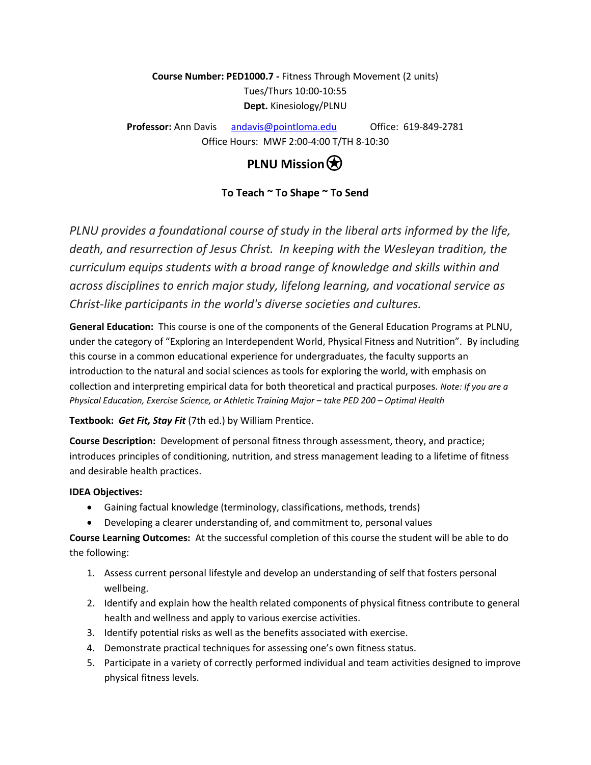**Course Number: PED1000.7 -** Fitness Through Movement (2 units)
Tues/Thurs 10:00-10:55
**Dept.** Kinesiology/PLNU

**Professor:** Ann Davis [andavis@pointloma.edu](mailto:andavis@pointloma.edu) Office: 619-849-2781
Office Hours: MWF 2:00-4:00 T/TH 8-10:30

## PLNU Mission ⍟

### To Teach ~ To Shape ~ To Send

*PLNU provides a foundational course of study in the liberal arts informed by the life, death, and resurrection of Jesus Christ. In keeping with the Wesleyan tradition, the curriculum equips students with a broad range of knowledge and skills within and across disciplines to enrich major study, lifelong learning, and vocational service as Christ-like participants in the world's diverse societies and cultures.*

**General Education:** This course is one of the components of the General Education Programs at PLNU, under the category of "Exploring an Interdependent World, Physical Fitness and Nutrition". By including this course in a common educational experience for undergraduates, the faculty supports an introduction to the natural and social sciences as tools for exploring the world, with emphasis on collection and interpreting empirical data for both theoretical and practical purposes. *Note: If you are a Physical Education, Exercise Science, or Athletic Training Major – take PED 200 – Optimal Health*

**Textbook:** ***Get Fit, Stay Fit*** (7th ed.) by William Prentice.

**Course Description:** Development of personal fitness through assessment, theory, and practice; introduces principles of conditioning, nutrition, and stress management leading to a lifetime of fitness and desirable health practices.

**IDEA Objectives:**

- Gaining factual knowledge (terminology, classifications, methods, trends)
- Developing a clearer understanding of, and commitment to, personal values

**Course Learning Outcomes:** At the successful completion of this course the student will be able to do the following:

1. Assess current personal lifestyle and develop an understanding of self that fosters personal wellbeing.
2. Identify and explain how the health related components of physical fitness contribute to general health and wellness and apply to various exercise activities.
3. Identify potential risks as well as the benefits associated with exercise.
4. Demonstrate practical techniques for assessing one's own fitness status.
5. Participate in a variety of correctly performed individual and team activities designed to improve physical fitness levels.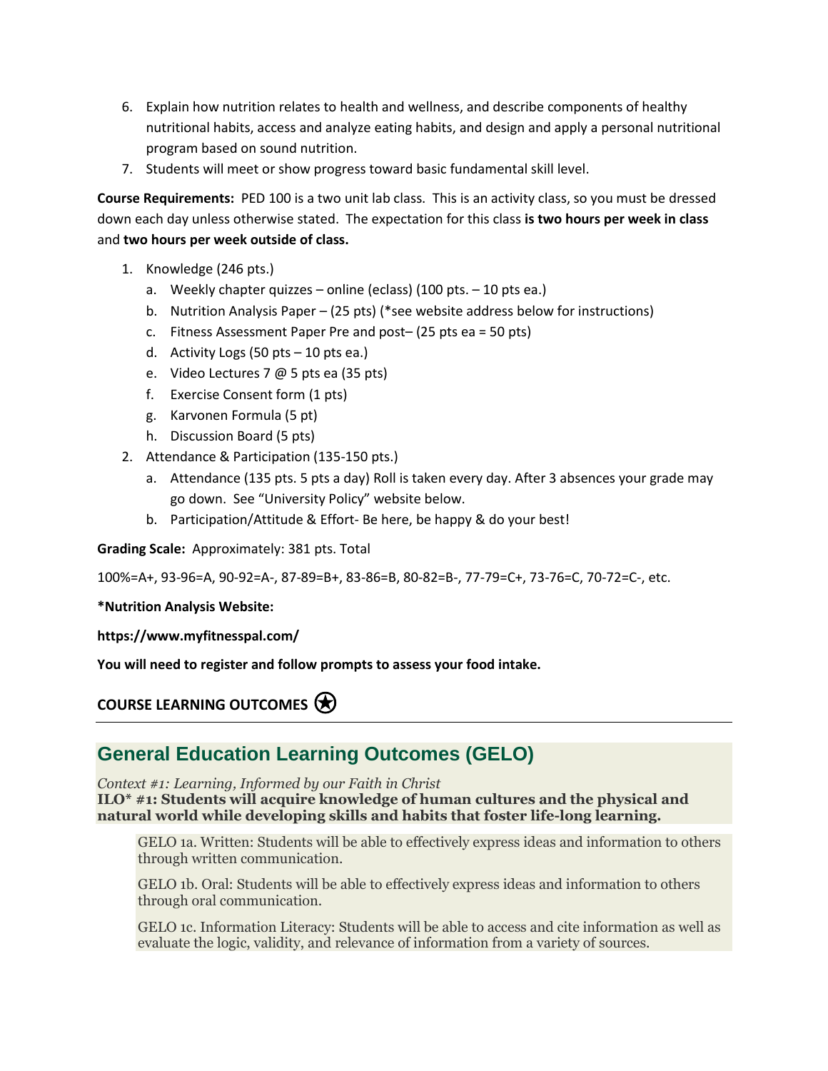6. Explain how nutrition relates to health and wellness, and describe components of healthy nutritional habits, access and analyze eating habits, and design and apply a personal nutritional program based on sound nutrition.
7. Students will meet or show progress toward basic fundamental skill level.

**Course Requirements:** PED 100 is a two unit lab class. This is an activity class, so you must be dressed down each day unless otherwise stated. The expectation for this class **is two hours per week in class** and **two hours per week outside of class.**

1. Knowledge (246 pts.)
   a. Weekly chapter quizzes – online (eclass) (100 pts. – 10 pts ea.)
   b. Nutrition Analysis Paper – (25 pts) (*see website address below for instructions)
   c. Fitness Assessment Paper Pre and post– (25 pts ea = 50 pts)
   d. Activity Logs (50 pts – 10 pts ea.)
   e. Video Lectures 7 @ 5 pts ea (35 pts)
   f. Exercise Consent form (1 pts)
   g. Karvonen Formula (5 pt)
   h. Discussion Board (5 pts)
2. Attendance & Participation (135-150 pts.)
   a. Attendance (135 pts. 5 pts a day) Roll is taken every day. After 3 absences your grade may go down. See "University Policy" website below.
   b. Participation/Attitude & Effort- Be here, be happy & do your best!

**Grading Scale:** Approximately: 381 pts. Total

100%=A+, 93-96=A, 90-92=A-, 87-89=B+, 83-86=B, 80-82=B-, 77-79=C+, 73-76=C, 70-72=C-, etc.

**\*Nutrition Analysis Website:**

**https://www.myfitnesspal.com/**

**You will need to register and follow prompts to assess your food intake.**

**COURSE LEARNING OUTCOMES**

## General Education Learning Outcomes (GELO)

*Context #1: Learning, Informed by our Faith in Christ*
**ILO\* #1: Students will acquire knowledge of human cultures and the physical and natural world while developing skills and habits that foster life-long learning.**

GELO 1a. Written: Students will be able to effectively express ideas and information to others through written communication.

GELO 1b. Oral: Students will be able to effectively express ideas and information to others through oral communication.

GELO 1c. Information Literacy: Students will be able to access and cite information as well as evaluate the logic, validity, and relevance of information from a variety of sources.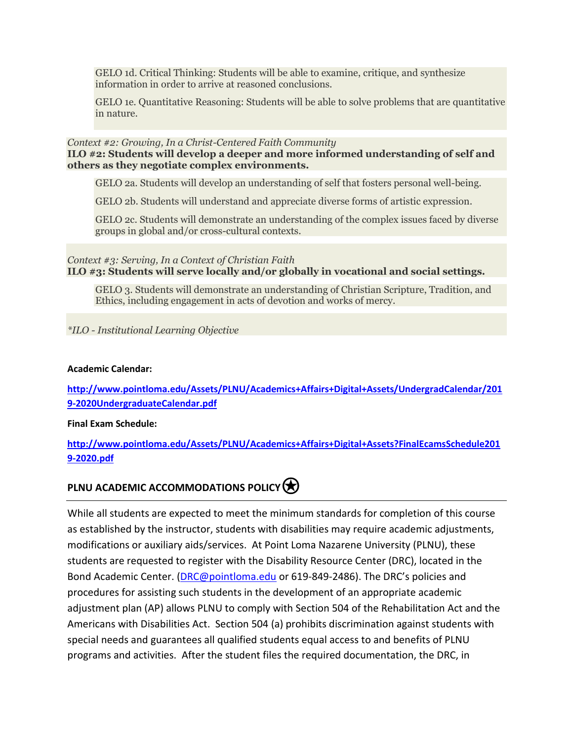GELO 1d. Critical Thinking: Students will be able to examine, critique, and synthesize information in order to arrive at reasoned conclusions.

GELO 1e. Quantitative Reasoning: Students will be able to solve problems that are quantitative in nature.

*Context #2: Growing, In a Christ-Centered Faith Community*
**ILO #2: Students will develop a deeper and more informed understanding of self and others as they negotiate complex environments.**

GELO 2a. Students will develop an understanding of self that fosters personal well-being.

GELO 2b. Students will understand and appreciate diverse forms of artistic expression.

GELO 2c. Students will demonstrate an understanding of the complex issues faced by diverse groups in global and/or cross-cultural contexts.

*Context #3: Serving, In a Context of Christian Faith*
**ILO #3: Students will serve locally and/or globally in vocational and social settings.**

GELO 3. Students will demonstrate an understanding of Christian Scripture, Tradition, and Ethics, including engagement in acts of devotion and works of mercy.

*\*ILO - Institutional Learning Objective*

**Academic Calendar:**

**[http://www.pointloma.edu/Assets/PLNU/Academics+Affairs+Digital+Assets/UndergradCalendar/2019-2020UndergraduateCalendar.pdf](http://www.pointloma.edu/Assets/PLNU/Academics+Affairs+Digital+Assets/UndergradCalendar/2019-2020UndergraduateCalendar.pdf)**

**Final Exam Schedule:**

**[http://www.pointloma.edu/Assets/PLNU/Academics+Affairs+Digital+Assets?FinalEcamsSchedule2019-2020.pdf](http://www.pointloma.edu/Assets/PLNU/Academics+Affairs+Digital+Assets?FinalEcamsSchedule2019-2020.pdf)**

## PLNU ACADEMIC ACCOMMODATIONS POLICY

While all students are expected to meet the minimum standards for completion of this course as established by the instructor, students with disabilities may require academic adjustments, modifications or auxiliary aids/services. At Point Loma Nazarene University (PLNU), these students are requested to register with the Disability Resource Center (DRC), located in the Bond Academic Center. ([DRC@pointloma.edu](mailto:DRC@pointloma.edu) or 619-849-2486). The DRC's policies and procedures for assisting such students in the development of an appropriate academic adjustment plan (AP) allows PLNU to comply with Section 504 of the Rehabilitation Act and the Americans with Disabilities Act. Section 504 (a) prohibits discrimination against students with special needs and guarantees all qualified students equal access to and benefits of PLNU programs and activities. After the student files the required documentation, the DRC, in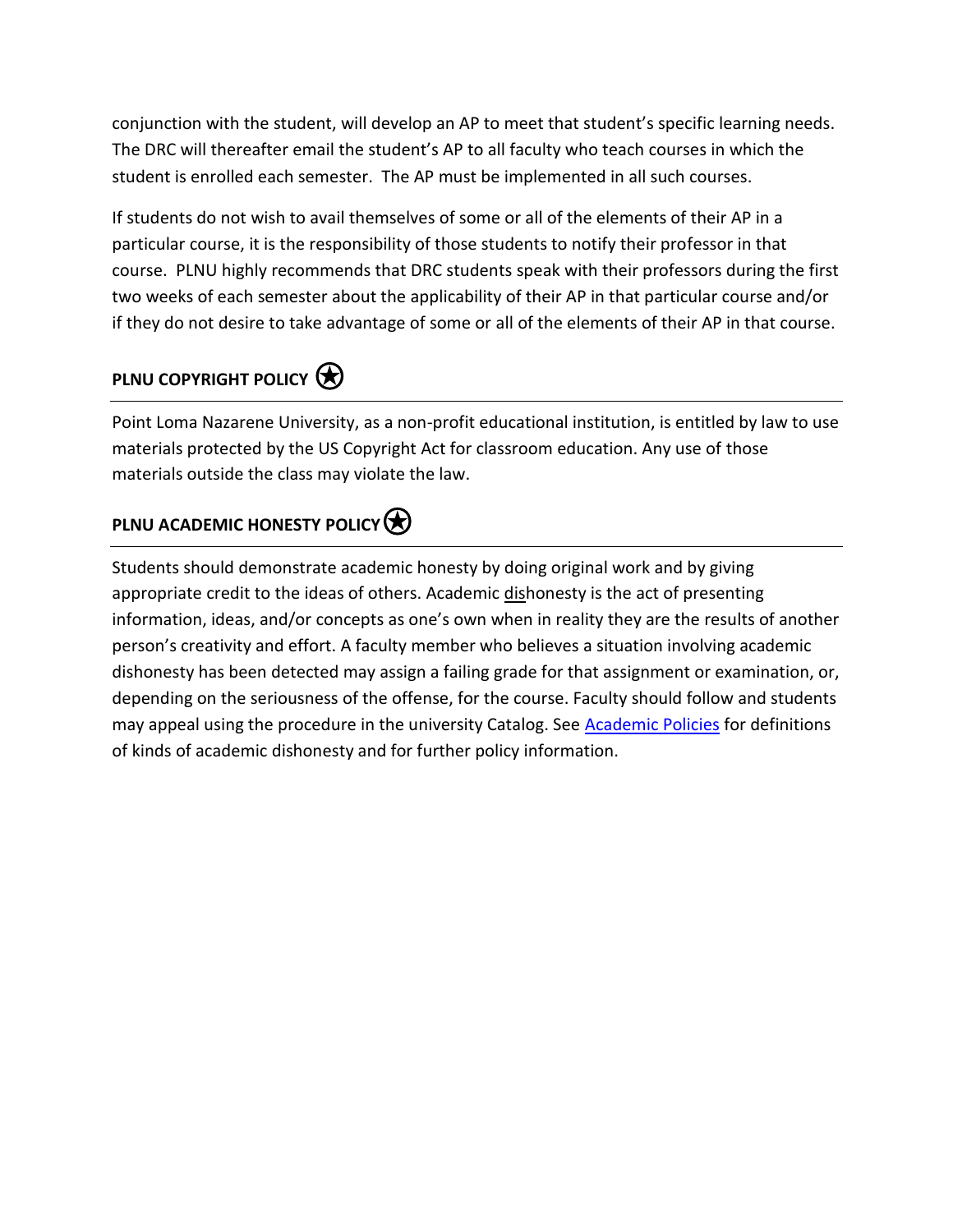conjunction with the student, will develop an AP to meet that student's specific learning needs. The DRC will thereafter email the student's AP to all faculty who teach courses in which the student is enrolled each semester. The AP must be implemented in all such courses.

If students do not wish to avail themselves of some or all of the elements of their AP in a particular course, it is the responsibility of those students to notify their professor in that course. PLNU highly recommends that DRC students speak with their professors during the first two weeks of each semester about the applicability of their AP in that particular course and/or if they do not desire to take advantage of some or all of the elements of their AP in that course.

## PLNU COPYRIGHT POLICY ★

Point Loma Nazarene University, as a non-profit educational institution, is entitled by law to use materials protected by the US Copyright Act for classroom education. Any use of those materials outside the class may violate the law.

## PLNU ACADEMIC HONESTY POLICY ★

Students should demonstrate academic honesty by doing original work and by giving appropriate credit to the ideas of others. Academic dishonesty is the act of presenting information, ideas, and/or concepts as one's own when in reality they are the results of another person's creativity and effort. A faculty member who believes a situation involving academic dishonesty has been detected may assign a failing grade for that assignment or examination, or, depending on the seriousness of the offense, for the course. Faculty should follow and students may appeal using the procedure in the university Catalog. See Academic Policies for definitions of kinds of academic dishonesty and for further policy information.